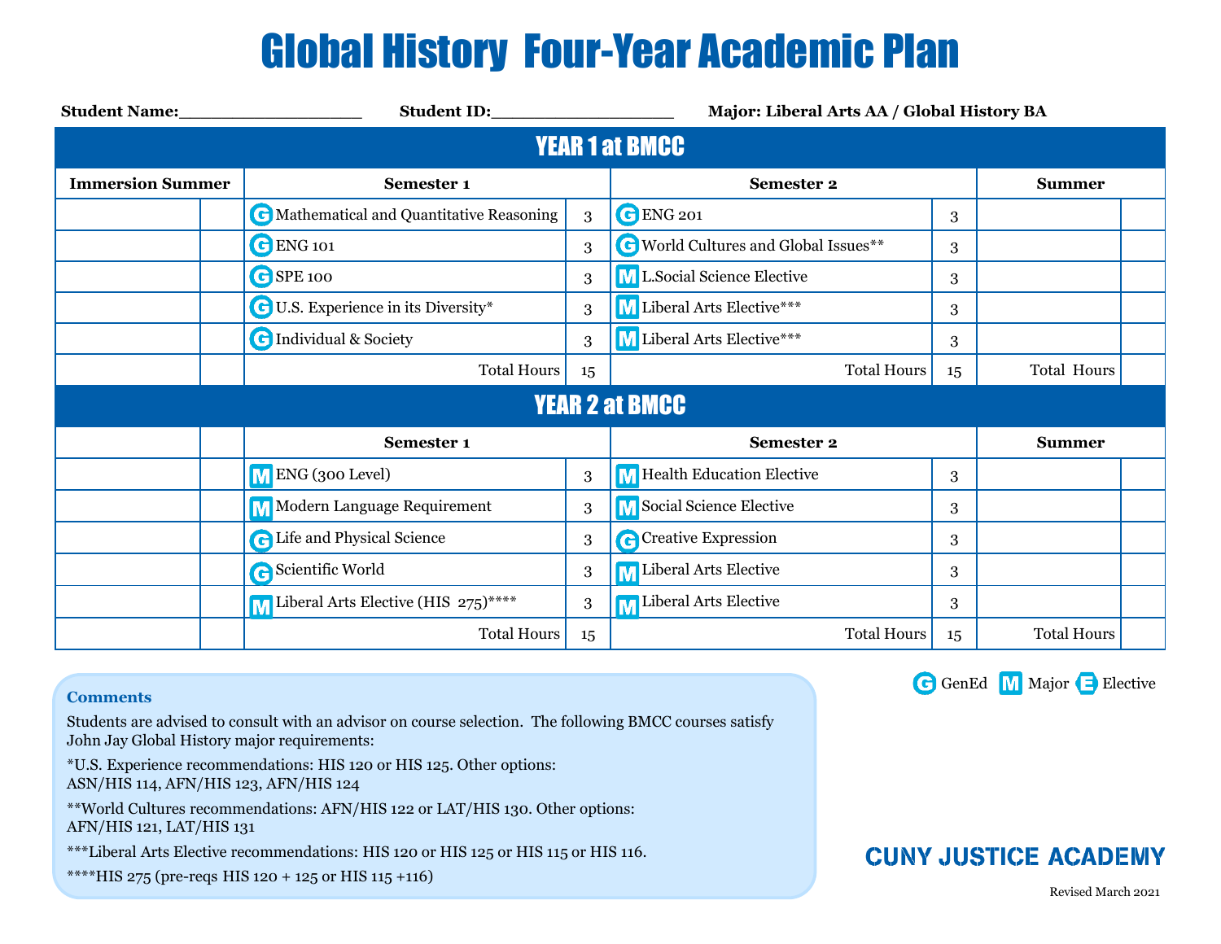# Global History Four-Year Academic Plan

**Student Name:**__________________ **Student ID:**__________________ **Major: Liberal Arts AA / Global History BA**

## YEAR 1 at BMCC

| Immersion Summer | | Semester 1 | | Semester 2 | | Summer | |
|---|---|---|---|---|---|---|---|
| | | G Mathematical and Quantitative Reasoning | 3 | G ENG 201 | 3 | | |
| | | G ENG 101 | 3 | G World Cultures and Global Issues** | 3 | | |
| | | G SPE 100 | 3 | M L.Social Science Elective | 3 | | |
| | | G U.S. Experience in its Diversity* | 3 | M Liberal Arts Elective*** | 3 | | |
| | | G Individual & Society | 3 | M Liberal Arts Elective*** | 3 | | |
| | | Total Hours | 15 | Total Hours | 15 | Total Hours | |

## YEAR 2 at BMCC

| | | Semester 1 | | Semester 2 | | Summer | |
|---|---|---|---|---|---|---|---|
| | | M ENG (300 Level) | 3 | M Health Education Elective | 3 | | |
| | | M Modern Language Requirement | 3 | M Social Science Elective | 3 | | |
| | | G Life and Physical Science | 3 | G Creative Expression | 3 | | |
| | | G Scientific World | 3 | M Liberal Arts Elective | 3 | | |
| | | M Liberal Arts Elective (HIS 275)**** | 3 | M Liberal Arts Elective | 3 | | |
| | | Total Hours | 15 | Total Hours | 15 | Total Hours | |

**Comments**

Students are advised to consult with an advisor on course selection. The following BMCC courses satisfy John Jay Global History major requirements:

*U.S. Experience recommendations: HIS 120 or HIS 125. Other options: ASN/HIS 114, AFN/HIS 123, AFN/HIS 124

**World Cultures recommendations: AFN/HIS 122 or LAT/HIS 130. Other options: AFN/HIS 121, LAT/HIS 131

***Liberal Arts Elective recommendations: HIS 120 or HIS 125 or HIS 115 or HIS 116.

****HIS 275 (pre-reqs HIS 120 + 125 or HIS 115 +116)

G GenEd M Major E Elective

**CUNY JUSTICE ACADEMY**

Revised March 2021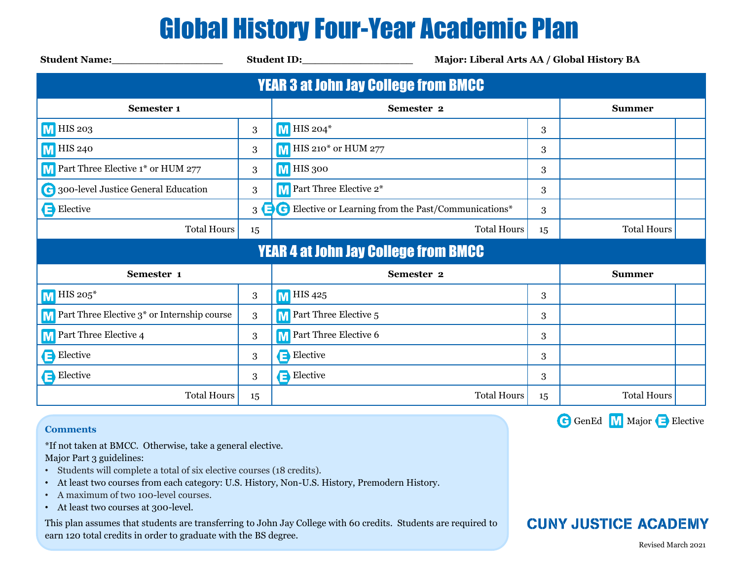# Global History Four-Year Academic Plan

**Student Name:**\_\_\_\_\_\_\_\_\_\_\_\_\_\_\_\_\_\_ **Student ID:**\_\_\_\_\_\_\_\_\_\_\_\_\_\_\_\_\_\_ **Major: Liberal Arts AA / Global History BA**

## YEAR 3 at John Jay College from BMCC

| Semester 1 | | Semester 2 | | Summer | |
|---|---|---|---|---|---|
| M HIS 203 | 3 | M HIS 204* | 3 | | |
| M HIS 240 | 3 | M HIS 210* or HUM 277 | 3 | | |
| M Part Three Elective 1* or HUM 277 | 3 | M HIS 300 | 3 | | |
| G 300-level Justice General Education | 3 | M Part Three Elective 2* | 3 | | |
| E Elective | 3 | E G Elective or Learning from the Past/Communications* | 3 | | |
| Total Hours | 15 | Total Hours | 15 | Total Hours | |

## YEAR 4 at John Jay College from BMCC

| Semester 1 | | Semester 2 | | Summer | |
|---|---|---|---|---|---|
| M HIS 205* | 3 | M HIS 425 | 3 | | |
| M Part Three Elective 3* or Internship course | 3 | M Part Three Elective 5 | 3 | | |
| M Part Three Elective 4 | 3 | M Part Three Elective 6 | 3 | | |
| E Elective | 3 | E Elective | 3 | | |
| E Elective | 3 | E Elective | 3 | | |
| Total Hours | 15 | Total Hours | 15 | Total Hours | |

G GenEd M Major E Elective

**Comments**

*If not taken at BMCC. Otherwise, take a general elective.

Major Part 3 guidelines:

- Students will complete a total of six elective courses (18 credits).
- At least two courses from each category: U.S. History, Non-U.S. History, Premodern History.
- A maximum of two 100-level courses.
- At least two courses at 300-level.

This plan assumes that students are transferring to John Jay College with 60 credits. Students are required to earn 120 total credits in order to graduate with the BS degree.

CUNY JUSTICE ACADEMY

Revised March 2021